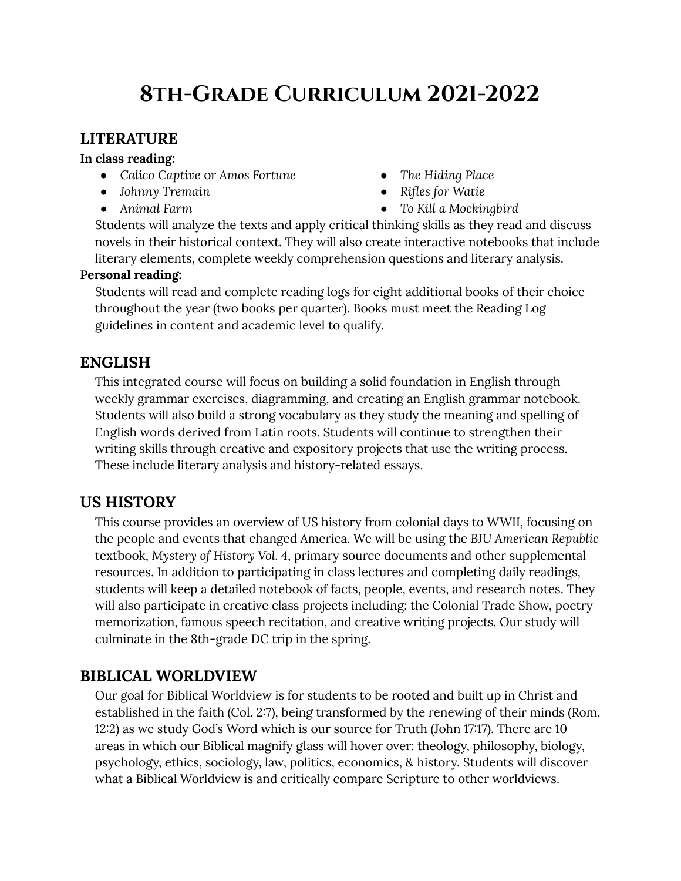# 8th-Grade Curriculum 2021-2022

## LITERATURE

**In class reading:**

- *Calico Captive* or *Amos Fortune*
- *Johnny Tremain*
- *Animal Farm*
- *The Hiding Place*
- *Rifles for Watie*
- *To Kill a Mockingbird*

Students will analyze the texts and apply critical thinking skills as they read and discuss novels in their historical context. They will also create interactive notebooks that include literary elements, complete weekly comprehension questions and literary analysis.

**Personal reading:**

Students will read and complete reading logs for eight additional books of their choice throughout the year (two books per quarter). Books must meet the Reading Log guidelines in content and academic level to qualify.

## ENGLISH

This integrated course will focus on building a solid foundation in English through weekly grammar exercises, diagramming, and creating an English grammar notebook. Students will also build a strong vocabulary as they study the meaning and spelling of English words derived from Latin roots. Students will continue to strengthen their writing skills through creative and expository projects that use the writing process. These include literary analysis and history-related essays.

## US HISTORY

This course provides an overview of US history from colonial days to WWII, focusing on the people and events that changed America. We will be using the *BJU American Republic* textbook, *Mystery of History* Vol. 4, primary source documents and other supplemental resources. In addition to participating in class lectures and completing daily readings, students will keep a detailed notebook of facts, people, events, and research notes. They will also participate in creative class projects including: the Colonial Trade Show, poetry memorization, famous speech recitation, and creative writing projects. Our study will culminate in the 8th-grade DC trip in the spring.

## BIBLICAL WORLDVIEW

Our goal for Biblical Worldview is for students to be rooted and built up in Christ and established in the faith (Col. 2:7), being transformed by the renewing of their minds (Rom. 12:2) as we study God's Word which is our source for Truth (John 17:17). There are 10 areas in which our Biblical magnify glass will hover over: theology, philosophy, biology, psychology, ethics, sociology, law, politics, economics, & history. Students will discover what a Biblical Worldview is and critically compare Scripture to other worldviews.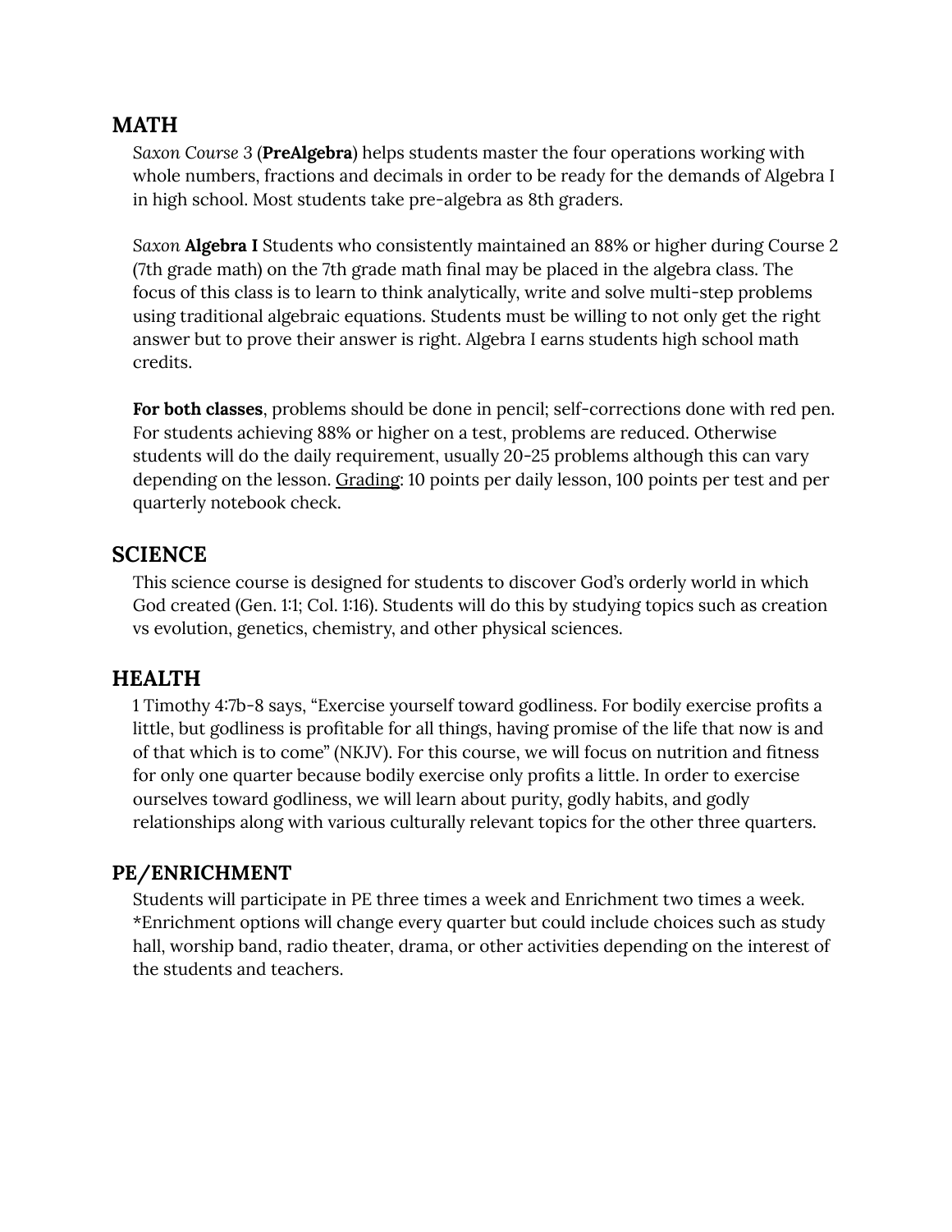## MATH

*Saxon Course* 3 (**PreAlgebra**) helps students master the four operations working with whole numbers, fractions and decimals in order to be ready for the demands of Algebra I in high school. Most students take pre-algebra as 8th graders.

*Saxon* **Algebra I** Students who consistently maintained an 88% or higher during Course 2 (7th grade math) on the 7th grade math final may be placed in the algebra class. The focus of this class is to learn to think analytically, write and solve multi-step problems using traditional algebraic equations. Students must be willing to not only get the right answer but to prove their answer is right. Algebra I earns students high school math credits.

**For both classes**, problems should be done in pencil; self-corrections done with red pen. For students achieving 88% or higher on a test, problems are reduced. Otherwise students will do the daily requirement, usually 20-25 problems although this can vary depending on the lesson. Grading: 10 points per daily lesson, 100 points per test and per quarterly notebook check.

## SCIENCE

This science course is designed for students to discover God's orderly world in which God created (Gen. 1:1; Col. 1:16). Students will do this by studying topics such as creation vs evolution, genetics, chemistry, and other physical sciences.

## HEALTH

1 Timothy 4:7b-8 says, "Exercise yourself toward godliness. For bodily exercise profits a little, but godliness is profitable for all things, having promise of the life that now is and of that which is to come" (NKJV). For this course, we will focus on nutrition and fitness for only one quarter because bodily exercise only profits a little. In order to exercise ourselves toward godliness, we will learn about purity, godly habits, and godly relationships along with various culturally relevant topics for the other three quarters.

## PE/ENRICHMENT

Students will participate in PE three times a week and Enrichment two times a week. *Enrichment options will change every quarter but could include choices such as study hall, worship band, radio theater, drama, or other activities depending on the interest of the students and teachers.